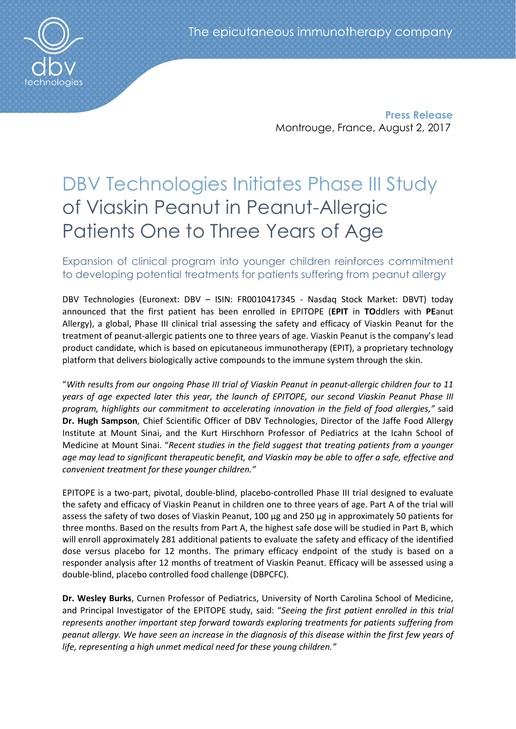The epicutaneous immunotherapy company

**Press Release**
Montrouge, France, August 2, 2017

# DBV Technologies Initiates Phase III Study of Viaskin Peanut in Peanut-Allergic Patients One to Three Years of Age

## Expansion of clinical program into younger children reinforces commitment to developing potential treatments for patients suffering from peanut allergy

DBV Technologies (Euronext: DBV – ISIN: FR0010417345 - Nasdaq Stock Market: DBVT) today announced that the first patient has been enrolled in EPITOPE (**EPIT** in **TO**ddlers with **PE**anut Allergy), a global, Phase III clinical trial assessing the safety and efficacy of Viaskin Peanut for the treatment of peanut-allergic patients one to three years of age. Viaskin Peanut is the company's lead product candidate, which is based on epicutaneous immunotherapy (EPIT), a proprietary technology platform that delivers biologically active compounds to the immune system through the skin.

"*With results from our ongoing Phase III trial of Viaskin Peanut in peanut-allergic children four to 11 years of age expected later this year, the launch of EPITOPE, our second Viaskin Peanut Phase III program, highlights our commitment to accelerating innovation in the field of food allergies,"* said **Dr. Hugh Sampson**, Chief Scientific Officer of DBV Technologies, Director of the Jaffe Food Allergy Institute at Mount Sinai, and the Kurt Hirschhorn Professor of Pediatrics at the Icahn School of Medicine at Mount Sinai. "*Recent studies in the field suggest that treating patients from a younger age may lead to significant therapeutic benefit, and Viaskin may be able to offer a safe, effective and convenient treatment for these younger children."*

EPITOPE is a two-part, pivotal, double-blind, placebo-controlled Phase III trial designed to evaluate the safety and efficacy of Viaskin Peanut in children one to three years of age. Part A of the trial will assess the safety of two doses of Viaskin Peanut, 100 µg and 250 µg in approximately 50 patients for three months. Based on the results from Part A, the highest safe dose will be studied in Part B, which will enroll approximately 281 additional patients to evaluate the safety and efficacy of the identified dose versus placebo for 12 months. The primary efficacy endpoint of the study is based on a responder analysis after 12 months of treatment of Viaskin Peanut. Efficacy will be assessed using a double-blind, placebo controlled food challenge (DBPCFC).

**Dr. Wesley Burks**, Curnen Professor of Pediatrics, University of North Carolina School of Medicine, and Principal Investigator of the EPITOPE study, said: "*Seeing the first patient enrolled in this trial represents another important step forward towards exploring treatments for patients suffering from peanut allergy. We have seen an increase in the diagnosis of this disease within the first few years of life, representing a high unmet medical need for these young children."*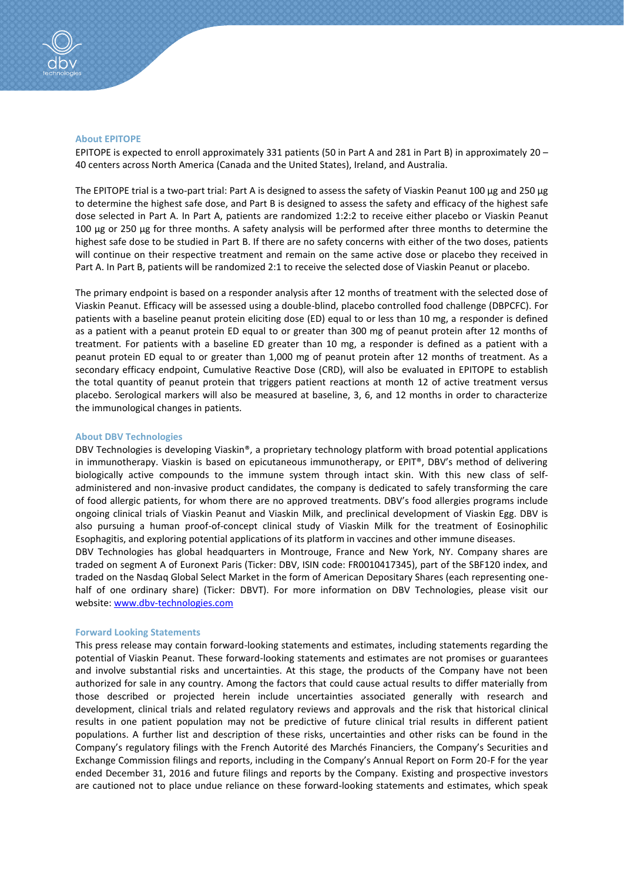## About EPITOPE

EPITOPE is expected to enroll approximately 331 patients (50 in Part A and 281 in Part B) in approximately 20 – 40 centers across North America (Canada and the United States), Ireland, and Australia.

The EPITOPE trial is a two-part trial: Part A is designed to assess the safety of Viaskin Peanut 100 µg and 250 µg to determine the highest safe dose, and Part B is designed to assess the safety and efficacy of the highest safe dose selected in Part A. In Part A, patients are randomized 1:2:2 to receive either placebo or Viaskin Peanut 100 µg or 250 µg for three months. A safety analysis will be performed after three months to determine the highest safe dose to be studied in Part B. If there are no safety concerns with either of the two doses, patients will continue on their respective treatment and remain on the same active dose or placebo they received in Part A. In Part B, patients will be randomized 2:1 to receive the selected dose of Viaskin Peanut or placebo.

The primary endpoint is based on a responder analysis after 12 months of treatment with the selected dose of Viaskin Peanut. Efficacy will be assessed using a double-blind, placebo controlled food challenge (DBPCFC). For patients with a baseline peanut protein eliciting dose (ED) equal to or less than 10 mg, a responder is defined as a patient with a peanut protein ED equal to or greater than 300 mg of peanut protein after 12 months of treatment. For patients with a baseline ED greater than 10 mg, a responder is defined as a patient with a peanut protein ED equal to or greater than 1,000 mg of peanut protein after 12 months of treatment. As a secondary efficacy endpoint, Cumulative Reactive Dose (CRD), will also be evaluated in EPITOPE to establish the total quantity of peanut protein that triggers patient reactions at month 12 of active treatment versus placebo. Serological markers will also be measured at baseline, 3, 6, and 12 months in order to characterize the immunological changes in patients.

## About DBV Technologies

DBV Technologies is developing Viaskin®, a proprietary technology platform with broad potential applications in immunotherapy. Viaskin is based on epicutaneous immunotherapy, or EPIT®, DBV's method of delivering biologically active compounds to the immune system through intact skin. With this new class of self-administered and non-invasive product candidates, the company is dedicated to safely transforming the care of food allergic patients, for whom there are no approved treatments. DBV's food allergies programs include ongoing clinical trials of Viaskin Peanut and Viaskin Milk, and preclinical development of Viaskin Egg. DBV is also pursuing a human proof-of-concept clinical study of Viaskin Milk for the treatment of Eosinophilic Esophagitis, and exploring potential applications of its platform in vaccines and other immune diseases.

DBV Technologies has global headquarters in Montrouge, France and New York, NY. Company shares are traded on segment A of Euronext Paris (Ticker: DBV, ISIN code: FR0010417345), part of the SBF120 index, and traded on the Nasdaq Global Select Market in the form of American Depositary Shares (each representing one-half of one ordinary share) (Ticker: DBVT). For more information on DBV Technologies, please visit our website: [www.dbv-technologies.com](http://www.dbv-technologies.com)

## Forward Looking Statements

This press release may contain forward-looking statements and estimates, including statements regarding the potential of Viaskin Peanut. These forward-looking statements and estimates are not promises or guarantees and involve substantial risks and uncertainties. At this stage, the products of the Company have not been authorized for sale in any country. Among the factors that could cause actual results to differ materially from those described or projected herein include uncertainties associated generally with research and development, clinical trials and related regulatory reviews and approvals and the risk that historical clinical results in one patient population may not be predictive of future clinical trial results in different patient populations. A further list and description of these risks, uncertainties and other risks can be found in the Company's regulatory filings with the French Autorité des Marchés Financiers, the Company's Securities and Exchange Commission filings and reports, including in the Company's Annual Report on Form 20-F for the year ended December 31, 2016 and future filings and reports by the Company. Existing and prospective investors are cautioned not to place undue reliance on these forward-looking statements and estimates, which speak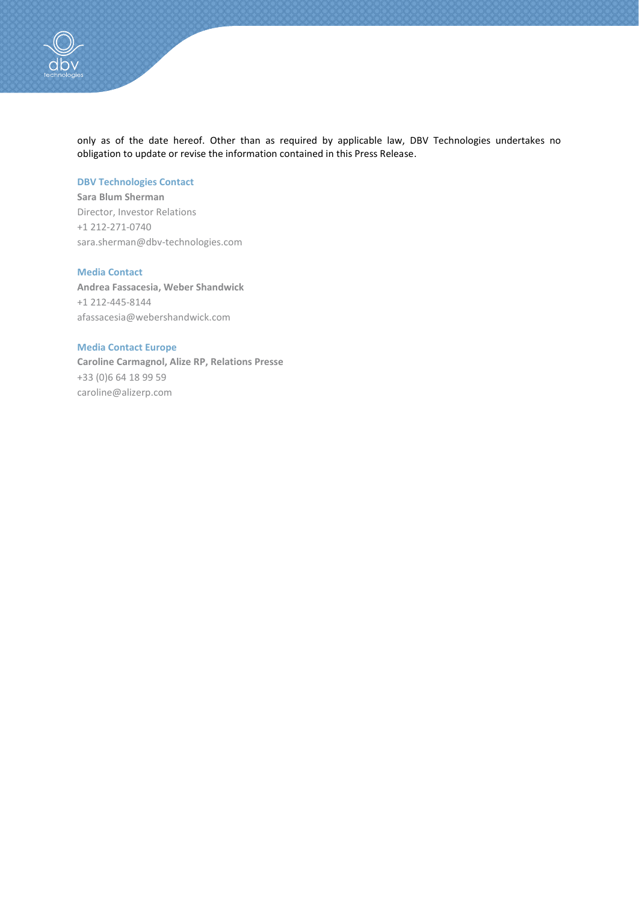only as of the date hereof. Other than as required by applicable law, DBV Technologies undertakes no obligation to update or revise the information contained in this Press Release.

**DBV Technologies Contact**
**Sara Blum Sherman**
Director, Investor Relations
+1 212-271-0740
sara.sherman@dbv-technologies.com

**Media Contact**
**Andrea Fassacesia, Weber Shandwick**
+1 212-445-8144
afassacesia@webershandwick.com

**Media Contact Europe**
**Caroline Carmagnol, Alize RP, Relations Presse**
+33 (0)6 64 18 99 59
caroline@alizerp.com